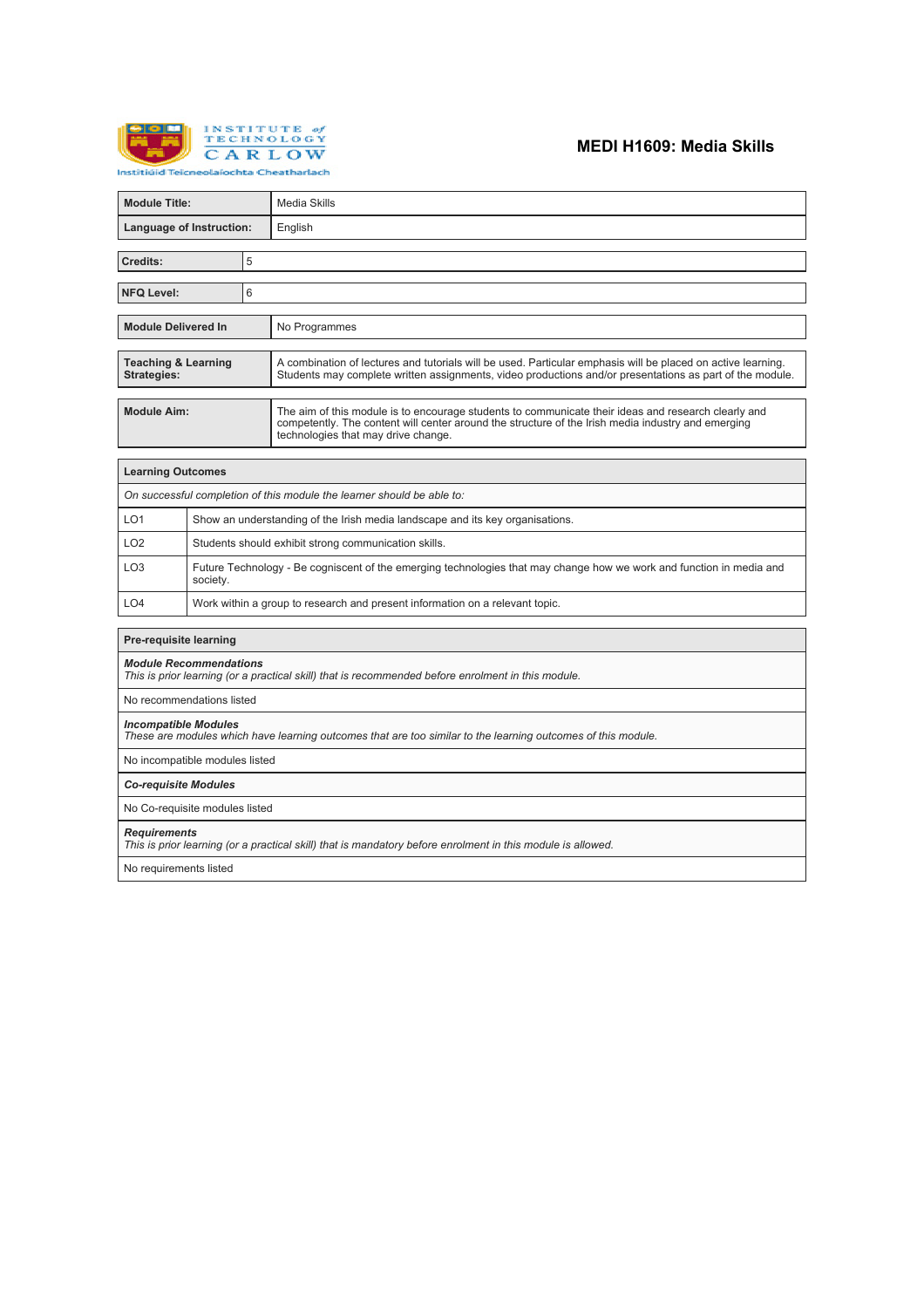Institute of Technology Carlow
Institiúid Teicneolaíochta Cheatharlach

# MEDI H1609: Media Skills

| | |
|---|---|
| **Module Title:** | Media Skills |
| **Language of Instruction:** | English |

| | |
|---|---|
| **Credits:** | 5 |

| | |
|---|---|
| **NFQ Level:** | 6 |

| | |
|---|---|
| **Module Delivered In** | No Programmes |

| | |
|---|---|
| **Teaching & Learning Strategies:** | A combination of lectures and tutorials will be used. Particular emphasis will be placed on active learning. Students may complete written assignments, video productions and/or presentations as part of the module. |

| | |
|---|---|
| **Module Aim:** | The aim of this module is to encourage students to communicate their ideas and research clearly and competently. The content will center around the structure of the Irish media industry and emerging technologies that may drive change. |

**Learning Outcomes**

*On successful completion of this module the learner should be able to:*

| | |
|---|---|
| LO1 | Show an understanding of the Irish media landscape and its key organisations. |
| LO2 | Students should exhibit strong communication skills. |
| LO3 | Future Technology - Be cogniscent of the emerging technologies that may change how we work and function in media and society. |
| LO4 | Work within a group to research and present information on a relevant topic. |

**Pre-requisite learning**

***Module Recommendations***
*This is prior learning (or a practical skill) that is recommended before enrolment in this module.*

No recommendations listed

***Incompatible Modules***
*These are modules which have learning outcomes that are too similar to the learning outcomes of this module.*

No incompatible modules listed

***Co-requisite Modules***

No Co-requisite modules listed

***Requirements***
*This is prior learning (or a practical skill) that is mandatory before enrolment in this module is allowed.*

No requirements listed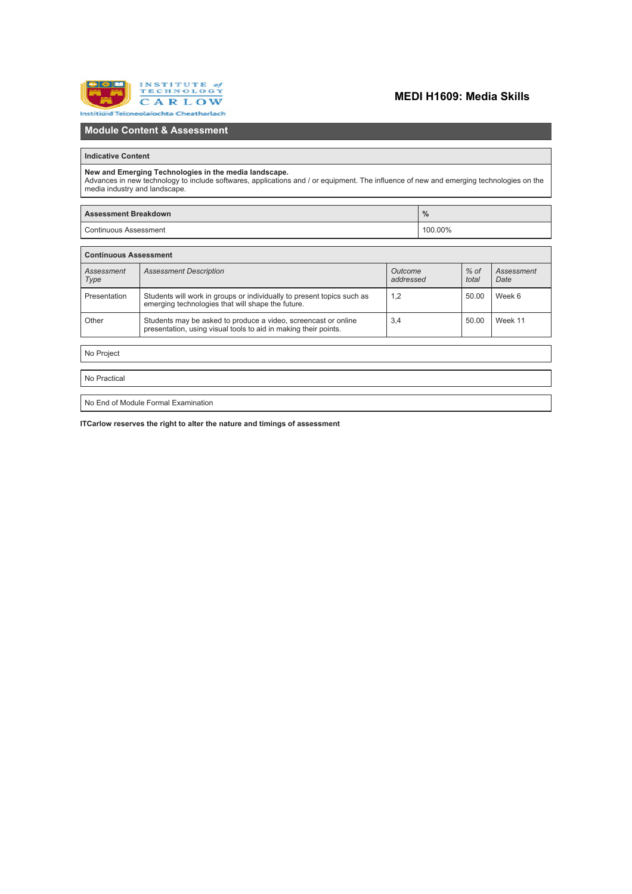# MEDI H1609: Media Skills

## Module Content & Assessment

| Indicative Content |
|---|
| **New and Emerging Technologies in the media landscape.** Advances in new technology to include softwares, applications and / or equipment. The influence of new and emerging technologies on the media industry and landscape. |

| Assessment Breakdown | % |
|---|---|
| Continuous Assessment | 100.00% |

**Continuous Assessment**

| *Assessment Type* | *Assessment Description* | *Outcome addressed* | *% of total* | *Assessment Date* |
|---|---|---|---|---|
| Presentation | Students will work in groups or individually to present topics such as emerging technologies that will shape the future. | 1,2 | 50.00 | Week 6 |
| Other | Students may be asked to produce a video, screencast or online presentation, using visual tools to aid in making their points. | 3,4 | 50.00 | Week 11 |

No Project

No Practical

No End of Module Formal Examination

**ITCarlow reserves the right to alter the nature and timings of assessment**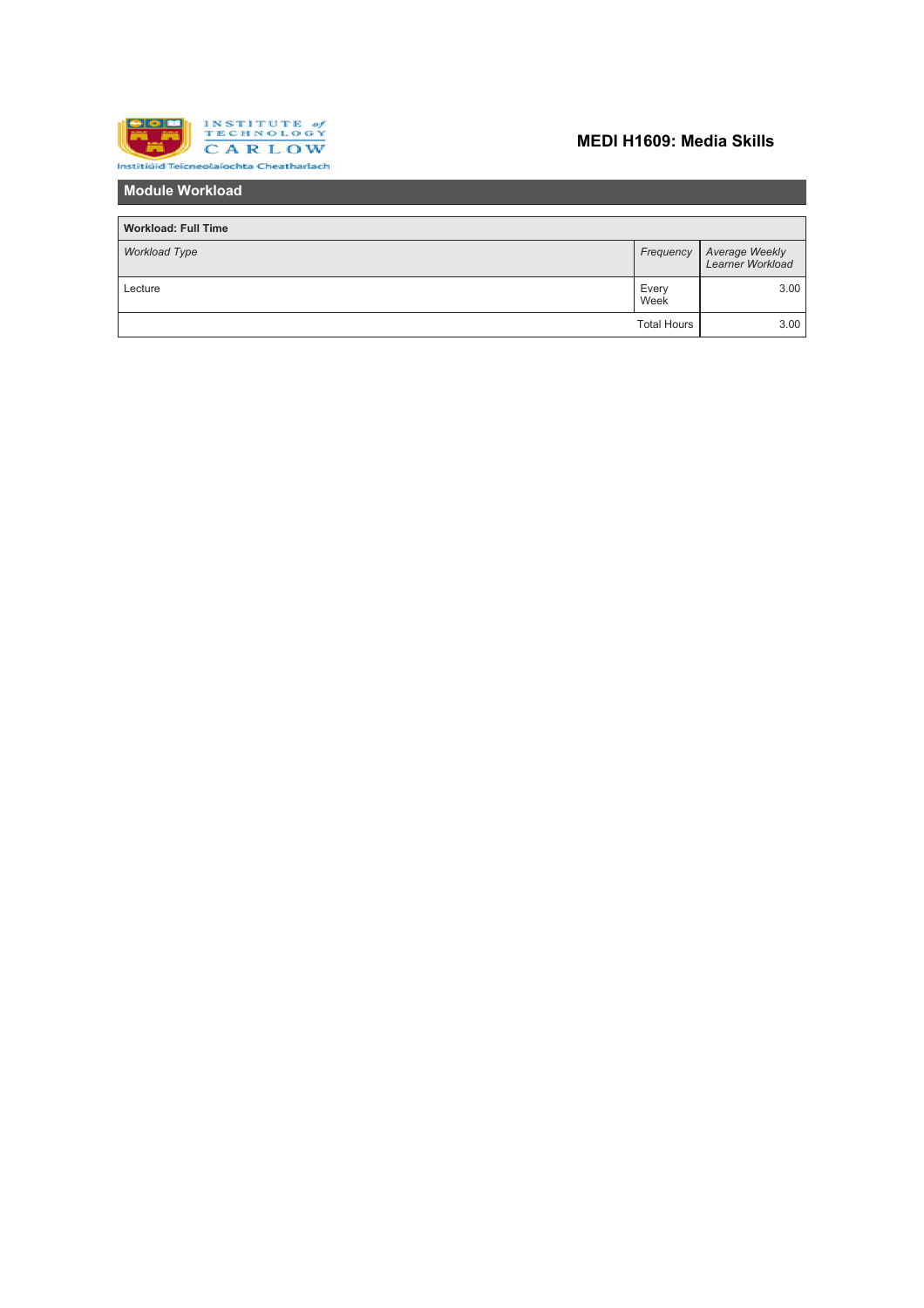# MEDI H1609: Media Skills

## Module Workload

**Workload: Full Time**

| *Workload Type* | *Frequency* | *Average Weekly Learner Workload* |
|---|---|---|
| Lecture | Every Week | 3.00 |
| | Total Hours | 3.00 |